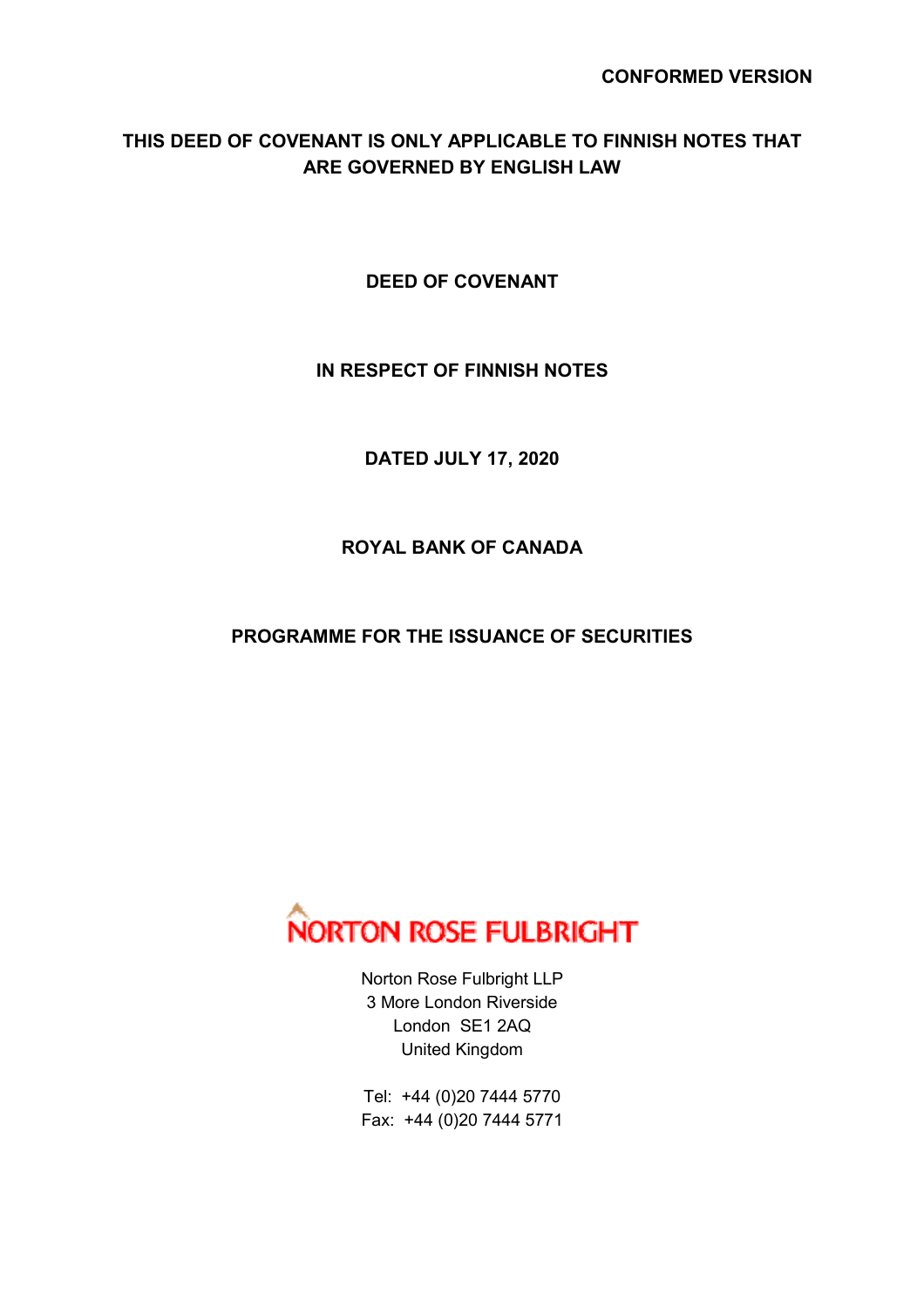**CONFORMED VERSION**

**THIS DEED OF COVENANT IS ONLY APPLICABLE TO FINNISH NOTES THAT ARE GOVERNED BY ENGLISH LAW**

# DEED OF COVENANT

## IN RESPECT OF FINNISH NOTES

**DATED JULY 17, 2020**

**ROYAL BANK OF CANADA**

**PROGRAMME FOR THE ISSUANCE OF SECURITIES**

NORTON ROSE FULBRIGHT

Norton Rose Fulbright LLP
3 More London Riverside
London SE1 2AQ
United Kingdom

Tel: +44 (0)20 7444 5770
Fax: +44 (0)20 7444 5771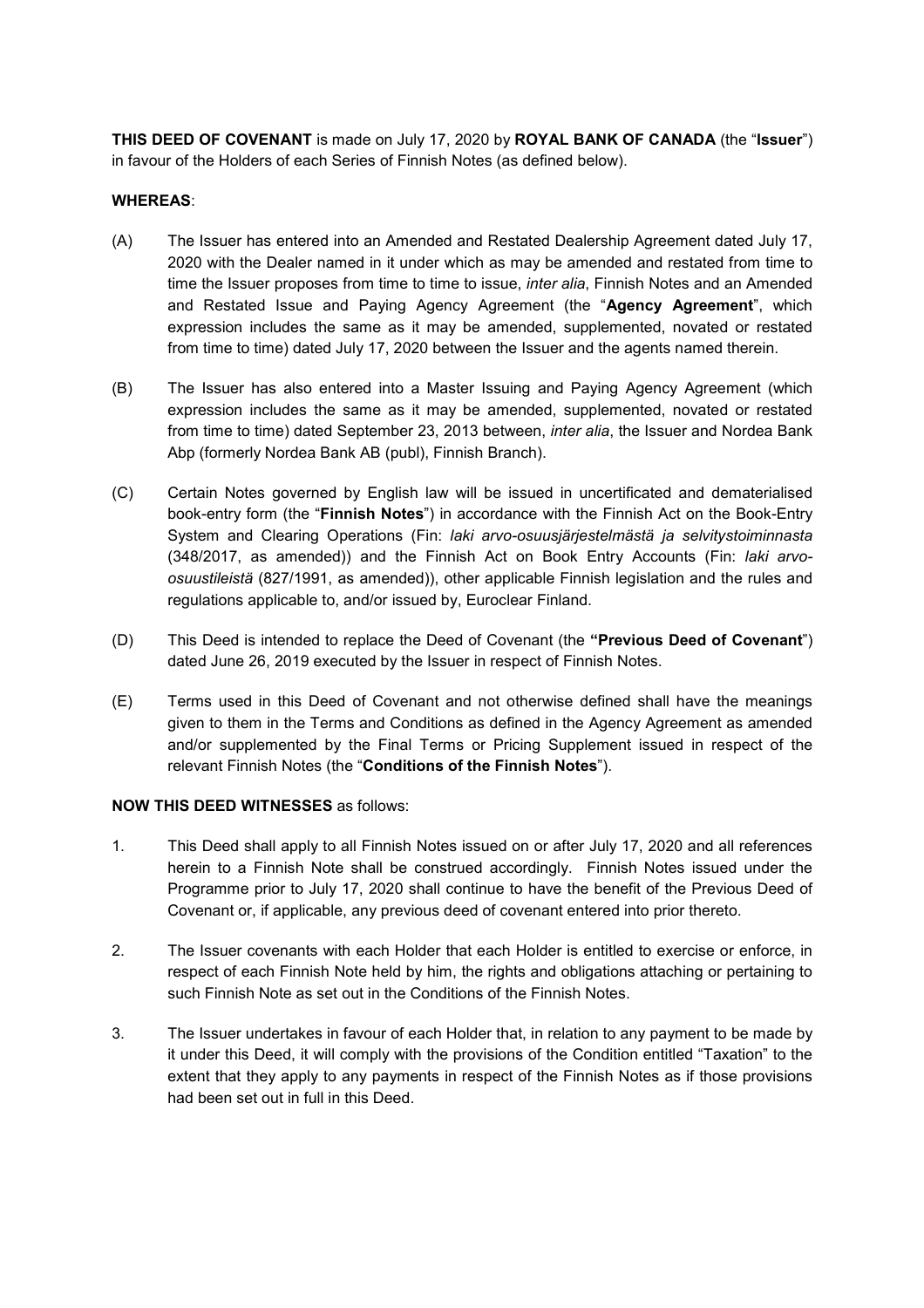**THIS DEED OF COVENANT** is made on July 17, 2020 by **ROYAL BANK OF CANADA** (the "**Issuer**") in favour of the Holders of each Series of Finnish Notes (as defined below).

**WHEREAS**:

(A) The Issuer has entered into an Amended and Restated Dealership Agreement dated July 17, 2020 with the Dealer named in it under which as may be amended and restated from time to time the Issuer proposes from time to time to issue, *inter alia*, Finnish Notes and an Amended and Restated Issue and Paying Agency Agreement (the "**Agency Agreement**", which expression includes the same as it may be amended, supplemented, novated or restated from time to time) dated July 17, 2020 between the Issuer and the agents named therein.

(B) The Issuer has also entered into a Master Issuing and Paying Agency Agreement (which expression includes the same as it may be amended, supplemented, novated or restated from time to time) dated September 23, 2013 between, *inter alia*, the Issuer and Nordea Bank Abp (formerly Nordea Bank AB (publ), Finnish Branch).

(C) Certain Notes governed by English law will be issued in uncertificated and dematerialised book-entry form (the "**Finnish Notes**") in accordance with the Finnish Act on the Book-Entry System and Clearing Operations (Fin: *laki arvo-osuusjärjestelmästä ja selvitystoiminnasta* (348/2017, as amended)) and the Finnish Act on Book Entry Accounts (Fin: *laki arvo-osuustileistä* (827/1991, as amended)), other applicable Finnish legislation and the rules and regulations applicable to, and/or issued by, Euroclear Finland.

(D) This Deed is intended to replace the Deed of Covenant (the **"Previous Deed of Covenant**") dated June 26, 2019 executed by the Issuer in respect of Finnish Notes.

(E) Terms used in this Deed of Covenant and not otherwise defined shall have the meanings given to them in the Terms and Conditions as defined in the Agency Agreement as amended and/or supplemented by the Final Terms or Pricing Supplement issued in respect of the relevant Finnish Notes (the "**Conditions of the Finnish Notes**").

**NOW THIS DEED WITNESSES** as follows:

1. This Deed shall apply to all Finnish Notes issued on or after July 17, 2020 and all references herein to a Finnish Note shall be construed accordingly. Finnish Notes issued under the Programme prior to July 17, 2020 shall continue to have the benefit of the Previous Deed of Covenant or, if applicable, any previous deed of covenant entered into prior thereto.

2. The Issuer covenants with each Holder that each Holder is entitled to exercise or enforce, in respect of each Finnish Note held by him, the rights and obligations attaching or pertaining to such Finnish Note as set out in the Conditions of the Finnish Notes.

3. The Issuer undertakes in favour of each Holder that, in relation to any payment to be made by it under this Deed, it will comply with the provisions of the Condition entitled "Taxation" to the extent that they apply to any payments in respect of the Finnish Notes as if those provisions had been set out in full in this Deed.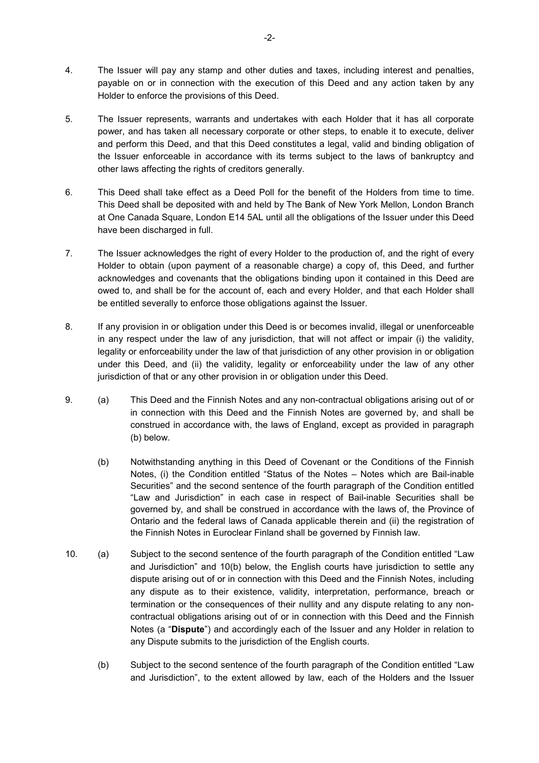4. The Issuer will pay any stamp and other duties and taxes, including interest and penalties, payable on or in connection with the execution of this Deed and any action taken by any Holder to enforce the provisions of this Deed.

5. The Issuer represents, warrants and undertakes with each Holder that it has all corporate power, and has taken all necessary corporate or other steps, to enable it to execute, deliver and perform this Deed, and that this Deed constitutes a legal, valid and binding obligation of the Issuer enforceable in accordance with its terms subject to the laws of bankruptcy and other laws affecting the rights of creditors generally.

6. This Deed shall take effect as a Deed Poll for the benefit of the Holders from time to time. This Deed shall be deposited with and held by The Bank of New York Mellon, London Branch at One Canada Square, London E14 5AL until all the obligations of the Issuer under this Deed have been discharged in full.

7. The Issuer acknowledges the right of every Holder to the production of, and the right of every Holder to obtain (upon payment of a reasonable charge) a copy of, this Deed, and further acknowledges and covenants that the obligations binding upon it contained in this Deed are owed to, and shall be for the account of, each and every Holder, and that each Holder shall be entitled severally to enforce those obligations against the Issuer.

8. If any provision in or obligation under this Deed is or becomes invalid, illegal or unenforceable in any respect under the law of any jurisdiction, that will not affect or impair (i) the validity, legality or enforceability under the law of that jurisdiction of any other provision in or obligation under this Deed, and (ii) the validity, legality or enforceability under the law of any other jurisdiction of that or any other provision in or obligation under this Deed.

9. (a) This Deed and the Finnish Notes and any non-contractual obligations arising out of or in connection with this Deed and the Finnish Notes are governed by, and shall be construed in accordance with, the laws of England, except as provided in paragraph (b) below.

   (b) Notwithstanding anything in this Deed of Covenant or the Conditions of the Finnish Notes, (i) the Condition entitled "Status of the Notes – Notes which are Bail-inable Securities" and the second sentence of the fourth paragraph of the Condition entitled "Law and Jurisdiction" in each case in respect of Bail-inable Securities shall be governed by, and shall be construed in accordance with the laws of, the Province of Ontario and the federal laws of Canada applicable therein and (ii) the registration of the Finnish Notes in Euroclear Finland shall be governed by Finnish law.

10. (a) Subject to the second sentence of the fourth paragraph of the Condition entitled "Law and Jurisdiction" and 10(b) below, the English courts have jurisdiction to settle any dispute arising out of or in connection with this Deed and the Finnish Notes, including any dispute as to their existence, validity, interpretation, performance, breach or termination or the consequences of their nullity and any dispute relating to any non-contractual obligations arising out of or in connection with this Deed and the Finnish Notes (a "**Dispute**") and accordingly each of the Issuer and any Holder in relation to any Dispute submits to the jurisdiction of the English courts.

    (b) Subject to the second sentence of the fourth paragraph of the Condition entitled "Law and Jurisdiction", to the extent allowed by law, each of the Holders and the Issuer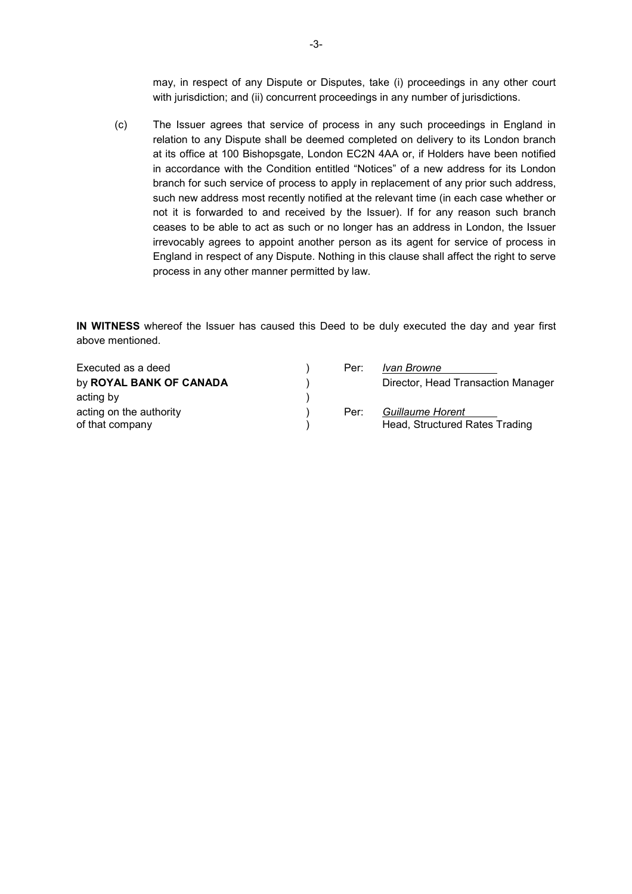may, in respect of any Dispute or Disputes, take (i) proceedings in any other court with jurisdiction; and (ii) concurrent proceedings in any number of jurisdictions.

(c) The Issuer agrees that service of process in any such proceedings in England in relation to any Dispute shall be deemed completed on delivery to its London branch at its office at 100 Bishopsgate, London EC2N 4AA or, if Holders have been notified in accordance with the Condition entitled "Notices" of a new address for its London branch for such service of process to apply in replacement of any prior such address, such new address most recently notified at the relevant time (in each case whether or not it is forwarded to and received by the Issuer). If for any reason such branch ceases to be able to act as such or no longer has an address in London, the Issuer irrevocably agrees to appoint another person as its agent for service of process in England in respect of any Dispute. Nothing in this clause shall affect the right to serve process in any other manner permitted by law.

**IN WITNESS** whereof the Issuer has caused this Deed to be duly executed the day and year first above mentioned.

| | | | |
|---|---|---|---|
| Executed as a deed | ) | Per: | *Ivan Browne* |
| by **ROYAL BANK OF CANADA** | ) | | Director, Head Transaction Manager |
| acting by | ) | | |
| acting on the authority | ) | Per: | *Guillaume Horent* |
| of that company | ) | | Head, Structured Rates Trading |